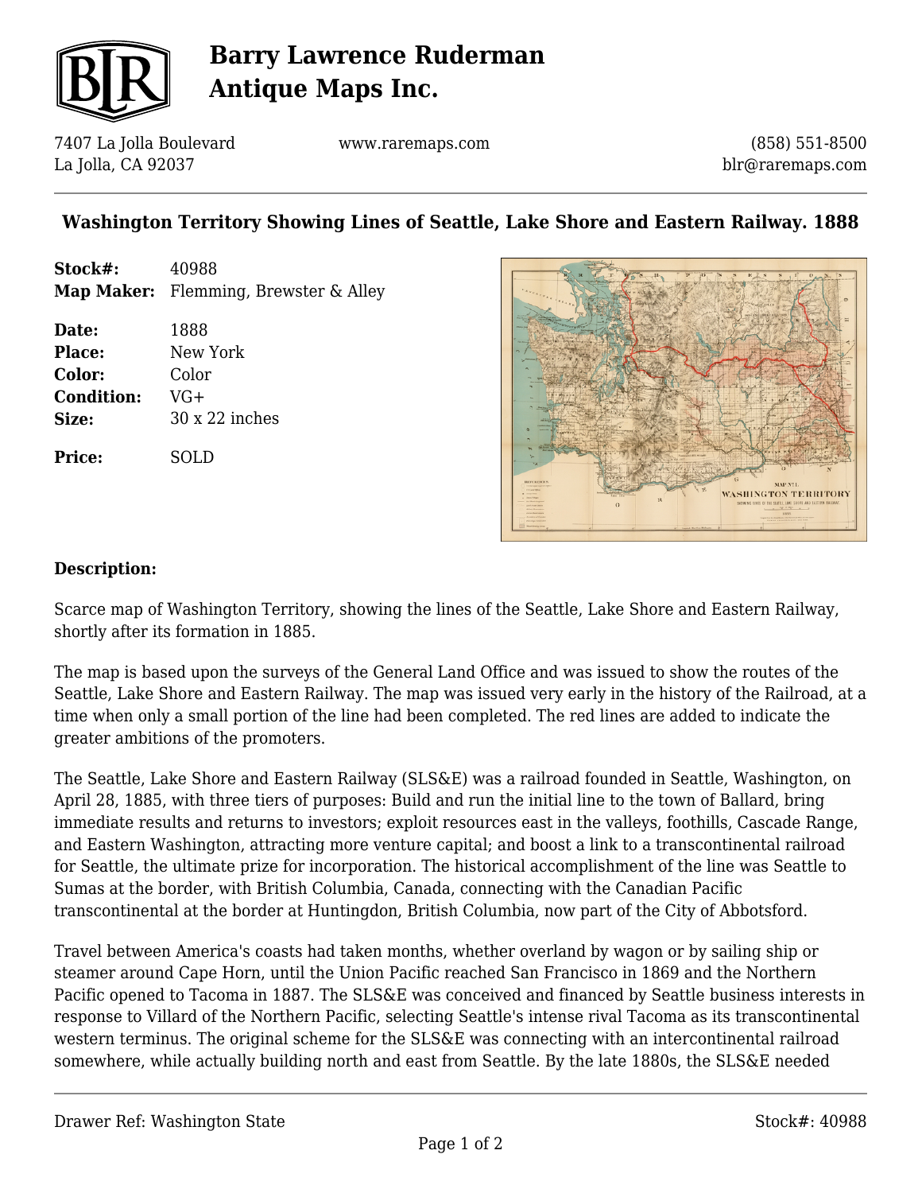# Barry Lawrence Ruderman Antique Maps Inc.

7407 La Jolla Boulevard
La Jolla, CA 92037

www.raremaps.com

(858) 551-8500
blr@raremaps.com

## Washington Territory Showing Lines of Seattle, Lake Shore and Eastern Railway. 1888

**Stock#:** 40988
**Map Maker:** Flemming, Brewster & Alley

**Date:** 1888
**Place:** New York
**Color:** Color
**Condition:** VG+
**Size:** 30 x 22 inches

**Price:** SOLD

### Description:

Scarce map of Washington Territory, showing the lines of the Seattle, Lake Shore and Eastern Railway, shortly after its formation in 1885.

The map is based upon the surveys of the General Land Office and was issued to show the routes of the Seattle, Lake Shore and Eastern Railway. The map was issued very early in the history of the Railroad, at a time when only a small portion of the line had been completed. The red lines are added to indicate the greater ambitions of the promoters.

The Seattle, Lake Shore and Eastern Railway (SLS&E) was a railroad founded in Seattle, Washington, on April 28, 1885, with three tiers of purposes: Build and run the initial line to the town of Ballard, bring immediate results and returns to investors; exploit resources east in the valleys, foothills, Cascade Range, and Eastern Washington, attracting more venture capital; and boost a link to a transcontinental railroad for Seattle, the ultimate prize for incorporation. The historical accomplishment of the line was Seattle to Sumas at the border, with British Columbia, Canada, connecting with the Canadian Pacific transcontinental at the border at Huntingdon, British Columbia, now part of the City of Abbotsford.

Travel between America's coasts had taken months, whether overland by wagon or by sailing ship or steamer around Cape Horn, until the Union Pacific reached San Francisco in 1869 and the Northern Pacific opened to Tacoma in 1887. The SLS&E was conceived and financed by Seattle business interests in response to Villard of the Northern Pacific, selecting Seattle's intense rival Tacoma as its transcontinental western terminus. The original scheme for the SLS&E was connecting with an intercontinental railroad somewhere, while actually building north and east from Seattle. By the late 1880s, the SLS&E needed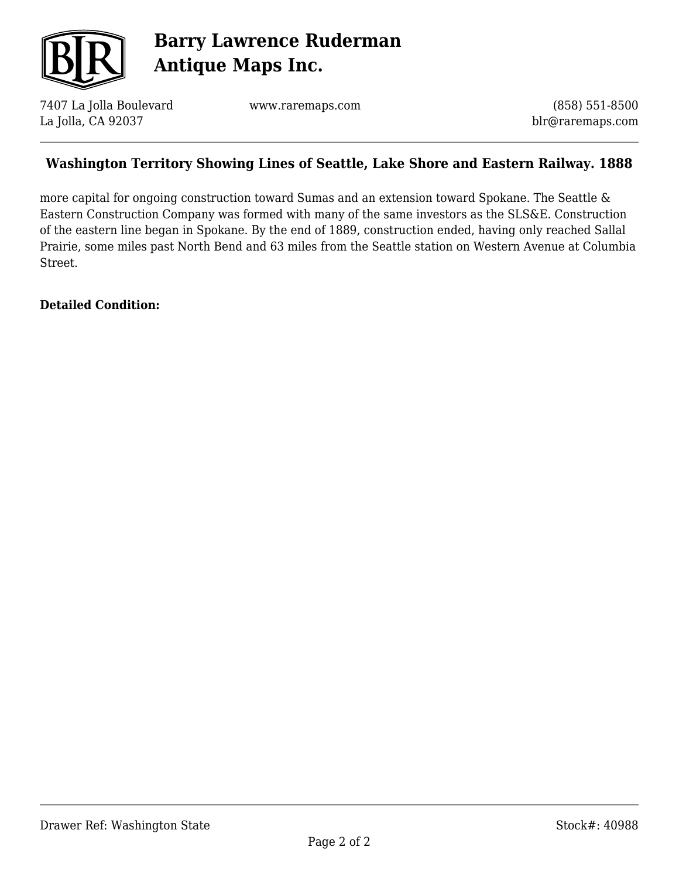more capital for ongoing construction toward Sumas and an extension toward Spokane. The Seattle & Eastern Construction Company was formed with many of the same investors as the SLS&E. Construction of the eastern line began in Spokane. By the end of 1889, construction ended, having only reached Sallal Prairie, some miles past North Bend and 63 miles from the Seattle station on Western Avenue at Columbia Street.

**Detailed Condition:**